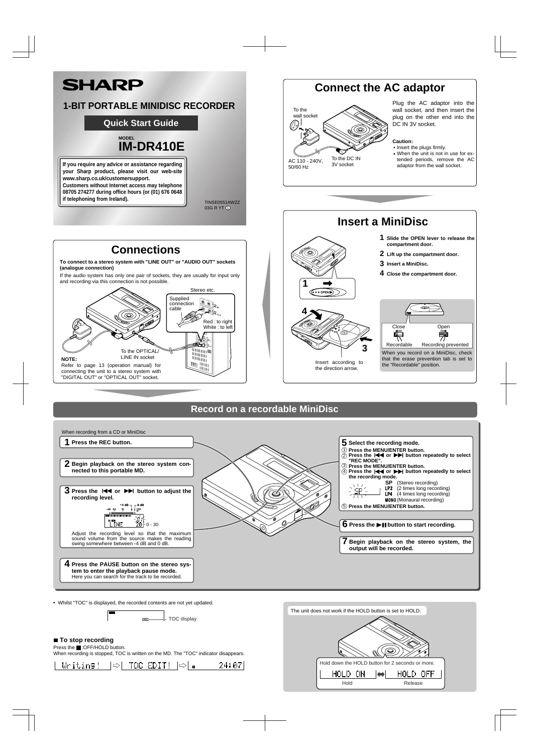# SHARP

## 1-BIT PORTABLE MINIDISC RECORDER

**Quick Start Guide**

MODEL
**IM-DR410E**

**If you require any advice or assistance regarding your Sharp product, please visit our web-site www.sharp.co.uk/customersupport.**
**Customers without Internet access may telephone 08705 274277 during office hours (or (01) 676 0648 if telephoning from Ireland).**

TINSE0551AWZZ
03G R YT ①

## Connect the AC adaptor

To the wall socket

AC 110 - 240V, 50/60 Hz

To the DC IN 3V socket

Plug the AC adaptor into the wall socket, and then insert the plug on the other end into the DC IN 3V socket.

**Caution:**

- Insert the plugs firmly.
- When the unit is not in use for extended periods, remove the AC adaptor from the wall socket.

## Insert a MiniDisc

1. **Slide the OPEN lever to release the compartment door.**
2. **Lift up the compartment door.**
3. **Insert a MiniDisc.**
4. **Close the compartment door.**

Insert according to the direction arrow.

Close — Recordable
Open — Recording prevented

When you record on a MiniDisc, check that the erase prevention tab is set to the "Recordable" position.

## Connections

**To connect to a stereo system with "LINE OUT" or "AUDIO OUT" sockets (analogue connection)**

If the audio system has only one pair of sockets, they are usually for input only and recording via this connection is not possible.

Stereo etc.

Supplied connection cable

Red : to right
White : to left

To the OPTICAL/ LINE IN socket

**NOTE:**
Refer to page 13 (operation manual) for connecting the unit to a stereo system with "DIGITAL OUT" or "OPTICAL OUT" socket.

## Record on a recordable MiniDisc

When recording from a CD or MiniDisc

1. **Press the REC button.**
2. **Begin playback on the stereo system connected to this portable MD.**
3. **Press the |◀◀ or ▶▶| button to adjust the recording level.**
   0 - 30
   Adjust the recording level so that the maximum sound volume from the source makes the reading swing somewhere between -4 dB and 0 dB.
4. **Press the PAUSE button on the stereo system to enter the playback pause mode.**
   Here you can search for the track to be recorded.
5. **Select the recording mode.**
   ① **Press the MENU/ENTER button.**
   ② **Press the |◀◀ or ▶▶| button repeatedly to select "REC MODE".**
   ③ **Press the MENU/ENTER button.**
   ④ **Press the |◀◀ or ▶▶| button repeatedly to select the recording mode.**
   - **SP** (Stereo recording)
   - **LP2** (2 times long recording)
   - **LP4** (4 times long recording)
   - **MONO** (Monaural recording)

   ⑤ **Press the MENU/ENTER button.**
6. **Press the ▶❚❚ button to start recording.**
7. **Begin playback on the stereo system, the output will be recorded.**

- Whilst "TOC" is displayed, the recorded contents are not yet updated.

TOC display

### ■ To stop recording

Press the ■ :OFF/HOLD button.
When recording is stopped, TOC is written on the MD. The "TOC" indicator disappears.

Writing! ⇨ TOC EDIT! ⇨ 24:07

The unit does not work if the HOLD button is set to HOLD.

Hold down the HOLD button for 2 seconds or more.

HOLD ON (Hold) ⟷ HOLD OFF (Release)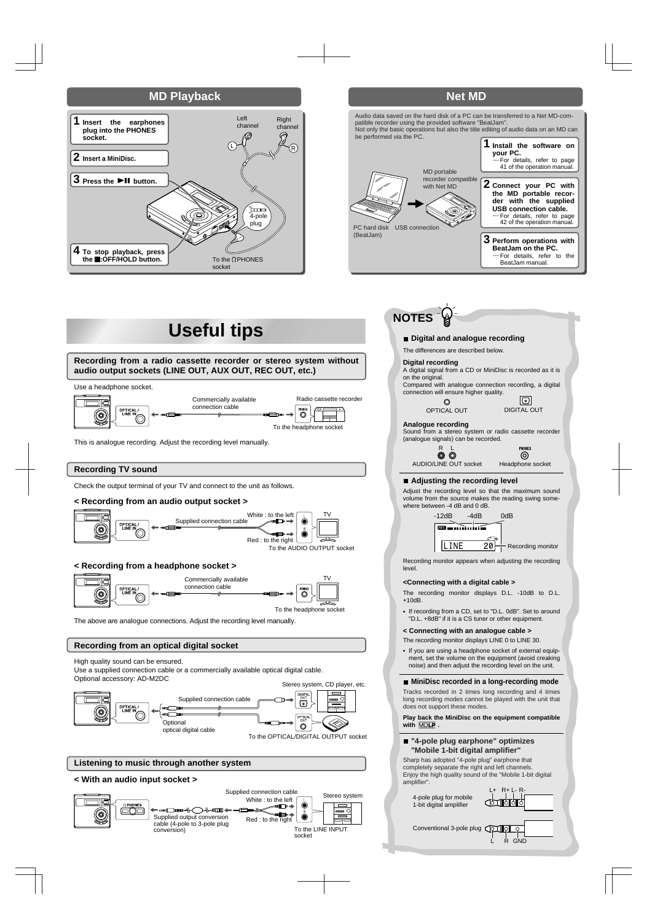## MD Playback

**1** **Insert the earphones plug into the PHONES socket.**

**2** **Insert a MiniDisc.**

**3** **Press the ►II button.**

**4** **To stop playback, press the ■:OFF/HOLD button.**

Left channel

Right channel

L

R

4-pole plug

To the PHONES socket

## Net MD

Audio data saved on the hard disk of a PC can be transferred to a Net MD-compatible recorder using the provided software "BeatJam".
Not only the basic operations but also the title editing of audio data on an MD can be performed via the PC.

MD portable recorder compatible with Net MD

PC hard disk (BeatJam)

USB connection

**1** **Install the software on your PC.**
··· For details, refer to page 41 of the operation manual.

**2** **Connect your PC with the MD portable recorder with the supplied USB connection cable.**
··· For details, refer to page 42 of the operation manual.

**3** **Perform operations with BeatJam on the PC.**
··· For details, refer to the BeatJam manual.

# Useful tips

### Recording from a radio cassette recorder or stereo system without audio output sockets (LINE OUT, AUX OUT, REC OUT, etc.)

Use a headphone socket.

OPTICAL / LINE IN

Commercially available connection cable

Radio cassette recorder

PHONES

To the headphone socket

This is analogue recording. Adjust the recording level manually.

### Recording TV sound

Check the output terminal of your TV and connect to the unit as follows.

#### < Recording from an audio output socket >

OPTICAL / LINE IN

Supplied connection cable

White : to the left

Red : to the right

TV

To the AUDIO OUTPUT socket

#### < Recording from a headphone socket >

OPTICAL / LINE IN

Commercially available connection cable

PHONES

TV

To the headphone socket

The above are analogue connections. Adjust the recording level manually.

### Recording from an optical digital socket

High quality sound can be ensured.
Use a supplied connection cable or a commercially available optical digital cable.
Optional accessory: AD-M2DC

Stereo system, CD player, etc.

OPTICAL / LINE IN

Supplied connection cable

DIGITAL OUT

Optional optical digital cable

OPTICAL OUT

To the OPTICAL/DIGITAL OUTPUT socket

### Listening to music through another system

#### < With an audio input socket >

PHONES

Supplied connection cable

White : to the left

Red : to the right

Stereo system

Supplied output conversion cable (4-pole to 3-pole plug conversion)

To the LINE INPUT socket

## NOTES

### ■ Digital and analogue recording

The differences are described below.

**Digital recording**
A digital signal from a CD or MiniDisc is recorded as it is on the original.
Compared with analogue connection recording, a digital connection will ensure higher quality.

OPTICAL OUT

DIGITAL OUT

**Analogue recording**
Sound from a stereo system or radio cassette recorder (analogue signals) can be recorded.

R L

AUDIO/LINE OUT socket

PHONES

Headphone socket

### ■ Adjusting the recording level

Adjust the recording level so that the maximum sound volume from the source makes the reading swing somewhere between -4 dB and 0 dB.

-12dB -4dB 0dB

LINE 20

Recording monitor

Recording monitor appears when adjusting the recording level.

**<Connecting with a digital cable >**

The recording monitor displays D.L. -10dB to D.L. +10dB.

- If recording from a CD, set to "D.L. 0dB". Set to around "D.L. +8dB" if it is a CS tuner or other equipment.

**< Connecting with an analogue cable >**

The recording monitor displays LINE 0 to LINE 30.

- If you are using a headphone socket of external equipment, set the volume on the equipment (avoid creaking noise) and then adjust the recording level on the unit.

### ■ MiniDisc recorded in a long-recording mode

Tracks recorded in 2 times long recording and 4 times long recording modes cannot be played with the unit that does not support these modes.

**Play back the MiniDisc on the equipment compatible with MDLP.**

### ■ "4-pole plug earphone" optimizes "Mobile 1-bit digital amplifier"

Sharp has adopted "4-pole plug" earphone that completely separate the right and left channels.
Enjoy the high quality sound of the "Mobile 1-bit digital amplifier".

4-pole plug for mobile 1-bit digital amplifier

L+ R+ L- R-

Conventional 3-pole plug

L R GND